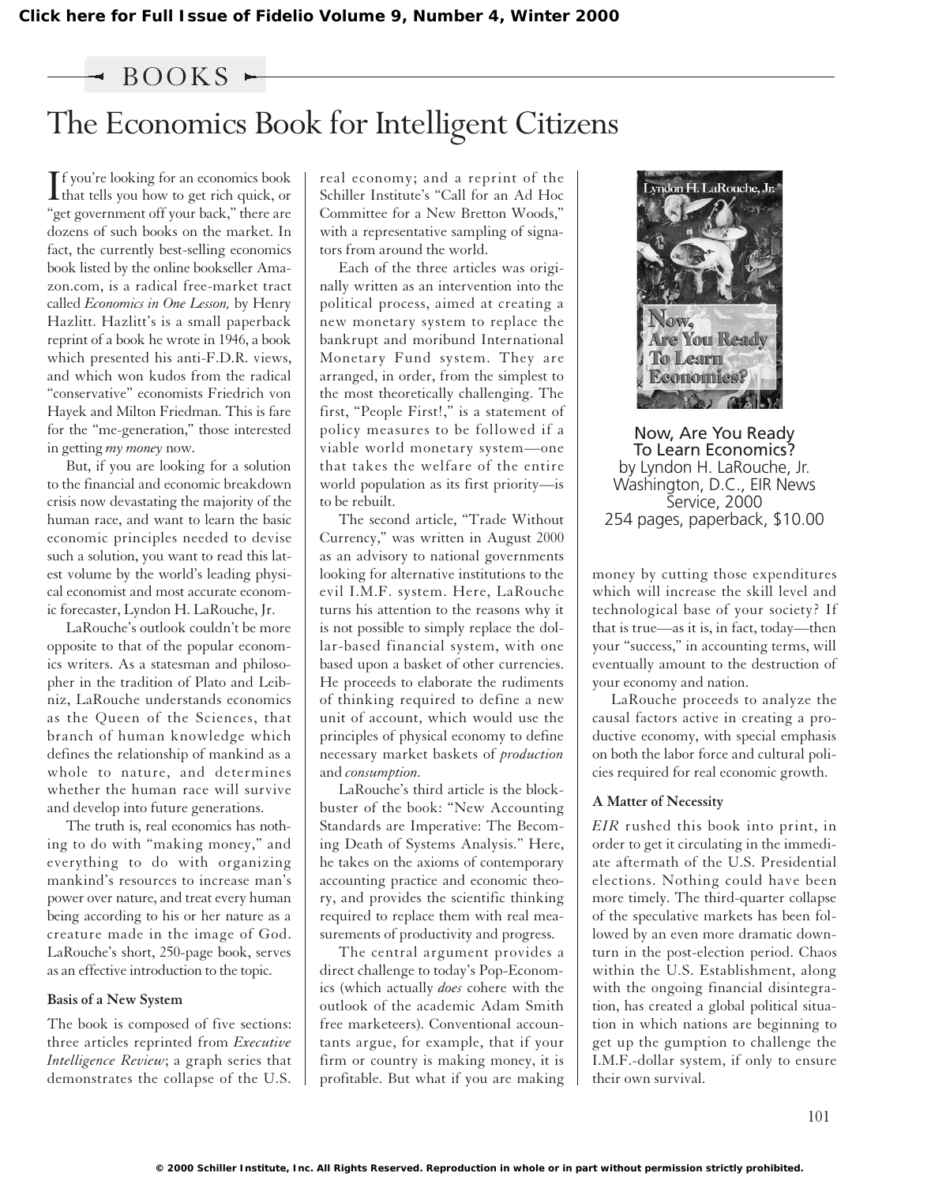Click here for Full Issue of Fidelio Volume 9, Number 4, Winter 2000

BOOKS

# The Economics Book for Intelligent Citizens

If you're looking for an economics book that tells you how to get rich quick, or "get government off your back," there are dozens of such books on the market. In fact, the currently best-selling economics book listed by the online bookseller Amazon.com, is a radical free-market tract called *Economics in One Lesson,* by Henry Hazlitt. Hazlitt's is a small paperback reprint of a book he wrote in 1946, a book which presented his anti-F.D.R. views, and which won kudos from the radical "conservative" economists Friedrich von Hayek and Milton Friedman. This is fare for the "me-generation," those interested in getting *my money* now.

But, if you are looking for a solution to the financial and economic breakdown crisis now devastating the majority of the human race, and want to learn the basic economic principles needed to devise such a solution, you want to read this latest volume by the world's leading physical economist and most accurate economic forecaster, Lyndon H. LaRouche, Jr.

LaRouche's outlook couldn't be more opposite to that of the popular economics writers. As a statesman and philosopher in the tradition of Plato and Leibniz, LaRouche understands economics as the Queen of the Sciences, that branch of human knowledge which defines the relationship of mankind as a whole to nature, and determines whether the human race will survive and develop into future generations.

The truth is, real economics has nothing to do with "making money," and everything to do with organizing mankind's resources to increase man's power over nature, and treat every human being according to his or her nature as a creature made in the image of God. LaRouche's short, 250-page book, serves as an effective introduction to the topic.

**Basis of a New System**

The book is composed of five sections: three articles reprinted from *Executive Intelligence Review*; a graph series that demonstrates the collapse of the U.S. real economy; and a reprint of the Schiller Institute's "Call for an Ad Hoc Committee for a New Bretton Woods," with a representative sampling of signators from around the world.

Each of the three articles was originally written as an intervention into the political process, aimed at creating a new monetary system to replace the bankrupt and moribund International Monetary Fund system. They are arranged, in order, from the simplest to the most theoretically challenging. The first, "People First!," is a statement of policy measures to be followed if a viable world monetary system—one that takes the welfare of the entire world population as its first priority—is to be rebuilt.

The second article, "Trade Without Currency," was written in August 2000 as an advisory to national governments looking for alternative institutions to the evil I.M.F. system. Here, LaRouche turns his attention to the reasons why it is not possible to simply replace the dollar-based financial system, with one based upon a basket of other currencies. He proceeds to elaborate the rudiments of thinking required to define a new unit of account, which would use the principles of physical economy to define necessary market baskets of *production* and *consumption.*

LaRouche's third article is the blockbuster of the book: "New Accounting Standards are Imperative: The Becoming Death of Systems Analysis." Here, he takes on the axioms of contemporary accounting practice and economic theory, and provides the scientific thinking required to replace them with real measurements of productivity and progress.

The central argument provides a direct challenge to today's Pop-Economics (which actually *does* cohere with the outlook of the academic Adam Smith free marketeers). Conventional accountants argue, for example, that if your firm or country is making money, it is profitable. But what if you are making money by cutting those expenditures which will increase the skill level and technological base of your society? If that is true—as it is, in fact, today—then your "success," in accounting terms, will eventually amount to the destruction of your economy and nation.

LaRouche proceeds to analyze the causal factors active in creating a productive economy, with special emphasis on both the labor force and cultural policies required for real economic growth.

**A Matter of Necessity**

*EIR* rushed this book into print, in order to get it circulating in the immediate aftermath of the U.S. Presidential elections. Nothing could have been more timely. The third-quarter collapse of the speculative markets has been followed by an even more dramatic downturn in the post-election period. Chaos within the U.S. Establishment, along with the ongoing financial disintegration, has created a global political situation in which nations are beginning to get up the gumption to challenge the I.M.F.-dollar system, if only to ensure their own survival.

Now, Are You Ready To Learn Economics?
by Lyndon H. LaRouche, Jr.
Washington, D.C., EIR News Service, 2000
254 pages, paperback, $10.00

© 2000 Schiller Institute, Inc. All Rights Reserved. Reproduction in whole or in part without permission strictly prohibited.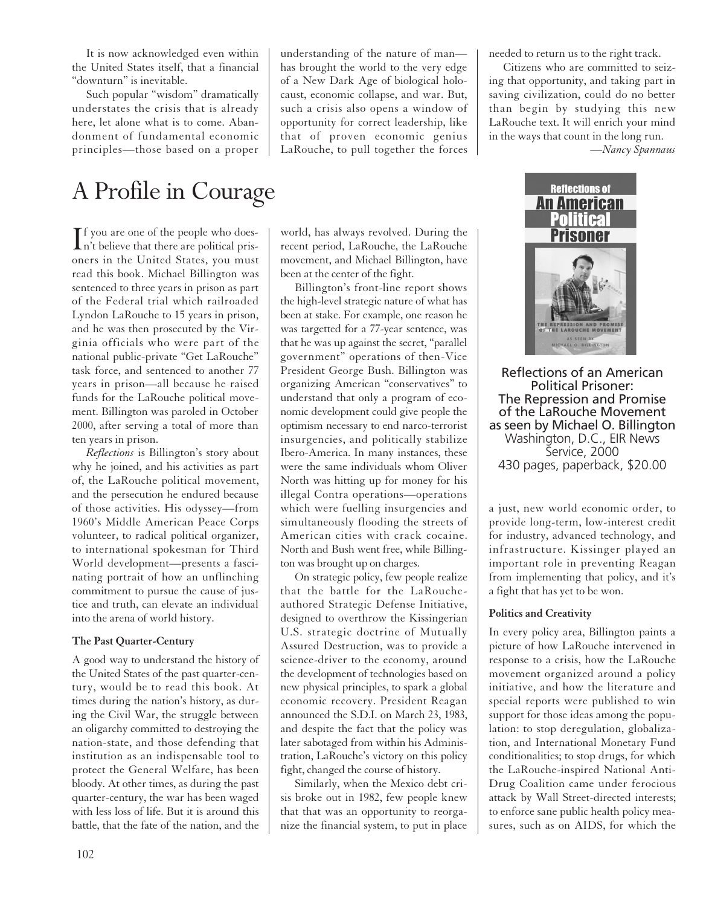It is now acknowledged even within the United States itself, that a financial "downturn" is inevitable.

Such popular "wisdom" dramatically understates the crisis that is already here, let alone what is to come. Abandonment of fundamental economic principles—those based on a proper understanding of the nature of man—has brought the world to the very edge of a New Dark Age of biological holocaust, economic collapse, and war. But, such a crisis also opens a window of opportunity for correct leadership, like that of proven economic genius LaRouche, to pull together the forces needed to return us to the right track.

Citizens who are committed to seizing that opportunity, and taking part in saving civilization, could do no better than begin by studying this new LaRouche text. It will enrich your mind in the ways that count in the long run.

*—Nancy Spannaus*

# A Profile in Courage

**Reflections of an American Political Prisoner: The Repression and Promise of the LaRouche Movement as seen by Michael O. Billington**
Washington, D.C., EIR News Service, 2000
430 pages, paperback, $20.00

If you are one of the people who doesn't believe that there are political prisoners in the United States, you must read this book. Michael Billington was sentenced to three years in prison as part of the Federal trial which railroaded Lyndon LaRouche to 15 years in prison, and he was then prosecuted by the Virginia officials who were part of the national public-private "Get LaRouche" task force, and sentenced to another 77 years in prison—all because he raised funds for the LaRouche political movement. Billington was paroled in October 2000, after serving a total of more than ten years in prison.

*Reflections* is Billington's story about why he joined, and his activities as part of, the LaRouche political movement, and the persecution he endured because of those activities. His odyssey—from 1960's Middle American Peace Corps volunteer, to radical political organizer, to international spokesman for Third World development—presents a fascinating portrait of how an unflinching commitment to pursue the cause of justice and truth, can elevate an individual into the arena of world history.

### The Past Quarter-Century

A good way to understand the history of the United States of the past quarter-century, would be to read this book. At times during the nation's history, as during the Civil War, the struggle between an oligarchy committed to destroying the nation-state, and those defending that institution as an indispensable tool to protect the General Welfare, has been bloody. At other times, as during the past quarter-century, the war has been waged with less loss of life. But it is around this battle, that the fate of the nation, and the world, has always revolved. During the recent period, LaRouche, the LaRouche movement, and Michael Billington, have been at the center of the fight.

Billington's front-line report shows the high-level strategic nature of what has been at stake. For example, one reason he was targetted for a 77-year sentence, was that he was up against the secret, "parallel government" operations of then-Vice President George Bush. Billington was organizing American "conservatives" to understand that only a program of economic development could give people the optimism necessary to end narco-terrorist insurgencies, and politically stabilize Ibero-America. In many instances, these were the same individuals whom Oliver North was hitting up for money for his illegal Contra operations—operations which were fuelling insurgencies and simultaneously flooding the streets of American cities with crack cocaine. North and Bush went free, while Billington was brought up on charges.

On strategic policy, few people realize that the battle for the LaRouche-authored Strategic Defense Initiative, designed to overthrow the Kissingerian U.S. strategic doctrine of Mutually Assured Destruction, was to provide a science-driver to the economy, around the development of technologies based on new physical principles, to spark a global economic recovery. President Reagan announced the S.D.I. on March 23, 1983, and despite the fact that the policy was later sabotaged from within his Administration, LaRouche's victory on this policy fight, changed the course of history.

Similarly, when the Mexico debt crisis broke out in 1982, few people knew that that was an opportunity to reorganize the financial system, to put in place a just, new world economic order, to provide long-term, low-interest credit for industry, advanced technology, and infrastructure. Kissinger played an important role in preventing Reagan from implementing that policy, and it's a fight that has yet to be won.

### Politics and Creativity

In every policy area, Billington paints a picture of how LaRouche intervened in response to a crisis, how the LaRouche movement organized around a policy initiative, and how the literature and special reports were published to win support for those ideas among the population: to stop deregulation, globalization, and International Monetary Fund conditionalities; to stop drugs, for which the LaRouche-inspired National Anti-Drug Coalition came under ferocious attack by Wall Street-directed interests; to enforce sane public health policy measures, such as on AIDS, for which the